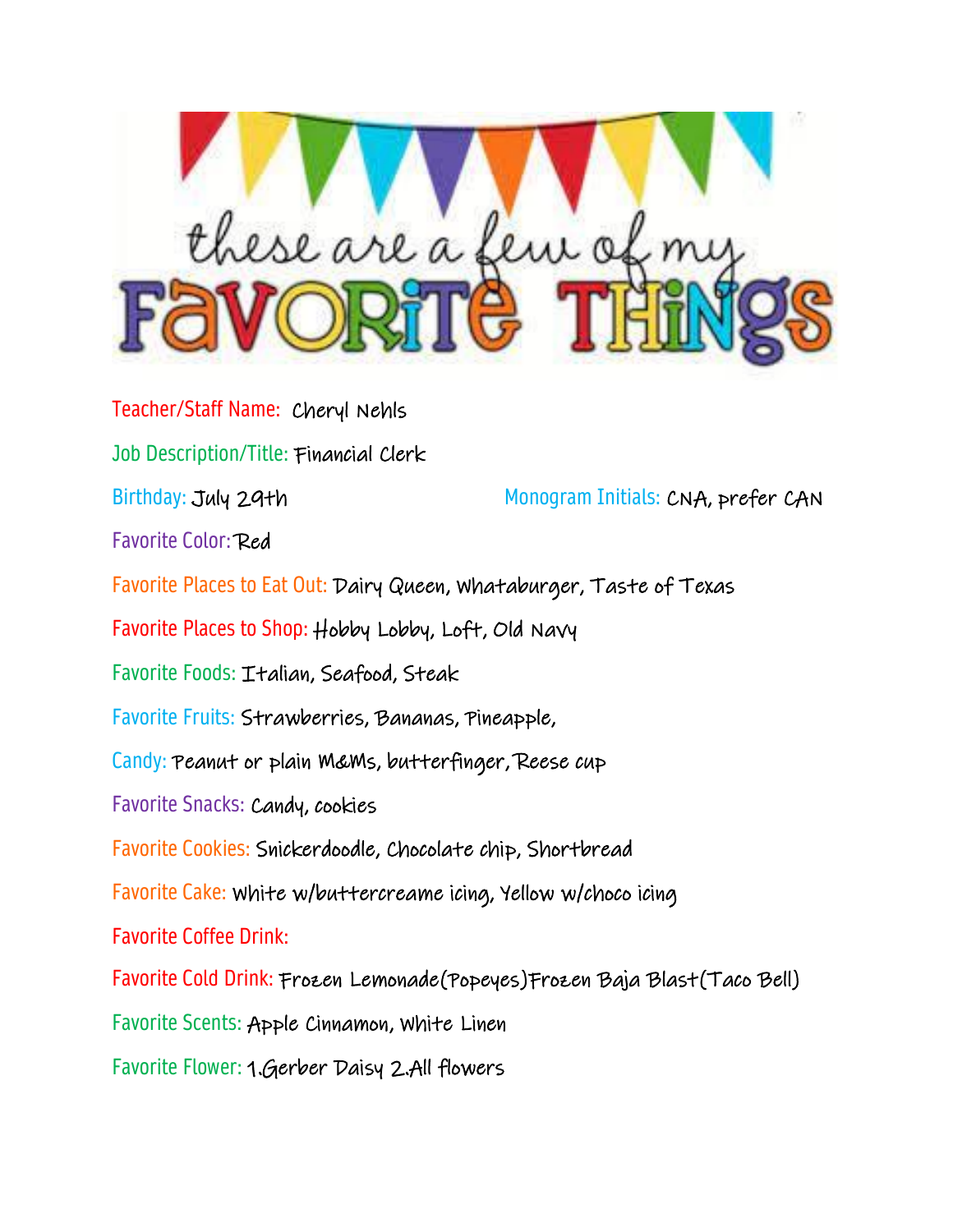# these are a few of my FAVORITE THINGS

Teacher/Staff Name: Cheryl Nehls

Job Description/Title: Financial Clerk

Birthday: July 29th

Monogram Initials: CNA, prefer CAN

Favorite Color: Red

Favorite Places to Eat Out: Dairy Queen, Whataburger, Taste of Texas

Favorite Places to Shop: Hobby Lobby, Loft, Old Navy

Favorite Foods: Italian, Seafood, Steak

Favorite Fruits: Strawberries, Bananas, Pineapple,

Candy: Peanut or plain M&Ms, butterfinger, Reese cup

Favorite Snacks: Candy, cookies

Favorite Cookies: Snickerdoodle, Chocolate chip, Shortbread

Favorite Cake: White w/buttercreame icing, Yellow w/choco icing

Favorite Coffee Drink:

Favorite Cold Drink: Frozen Lemonade(Popeyes)Frozen Baja Blast(Taco Bell)

Favorite Scents: Apple Cinnamon, White Linen

Favorite Flower: 1.Gerber Daisy 2.All flowers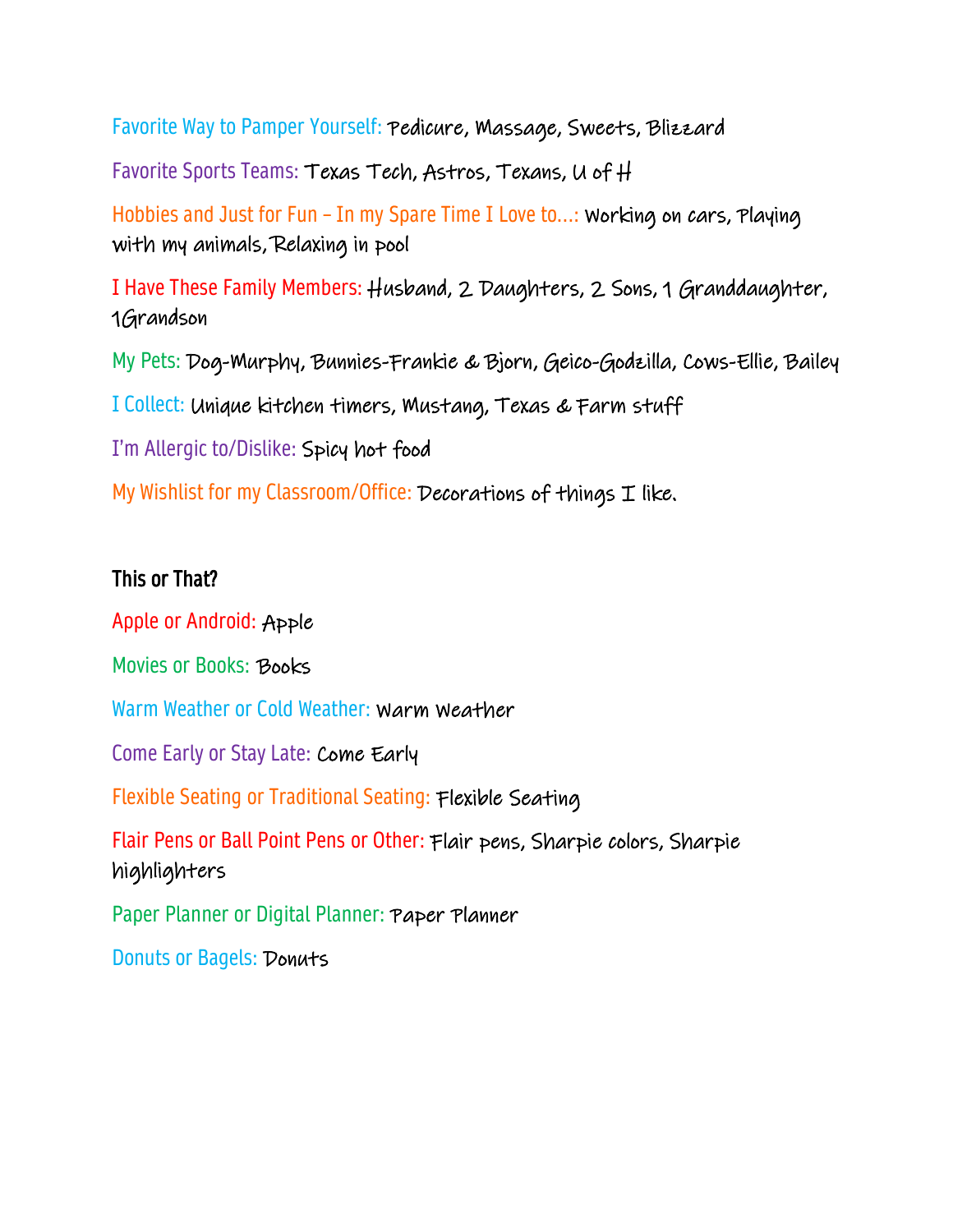Favorite Way to Pamper Yourself: Pedicure, Massage, Sweets, Blizzard

Favorite Sports Teams: Texas Tech, Astros, Texans, U of H

Hobbies and Just for Fun – In my Spare Time I Love to…: Working on cars, Playing with my animals, Relaxing in pool

I Have These Family Members: Husband, 2 Daughters, 2 Sons, 1 Granddaughter, 1Grandson

My Pets: Dog-Murphy, Bunnies-Frankie & Bjorn, Geico-Godzilla, Cows-Ellie, Bailey

I Collect: Unique kitchen timers, Mustang, Texas & Farm stuff

I'm Allergic to/Dislike: Spicy hot food

My Wishlist for my Classroom/Office: Decorations of things I like.

**This or That?**

Apple or Android: Apple

Movies or Books: Books

Warm Weather or Cold Weather: Warm Weather

Come Early or Stay Late: Come Early

Flexible Seating or Traditional Seating: Flexible Seating

Flair Pens or Ball Point Pens or Other: Flair pens, Sharpie colors, Sharpie highlighters

Paper Planner or Digital Planner: Paper Planner

Donuts or Bagels: Donuts